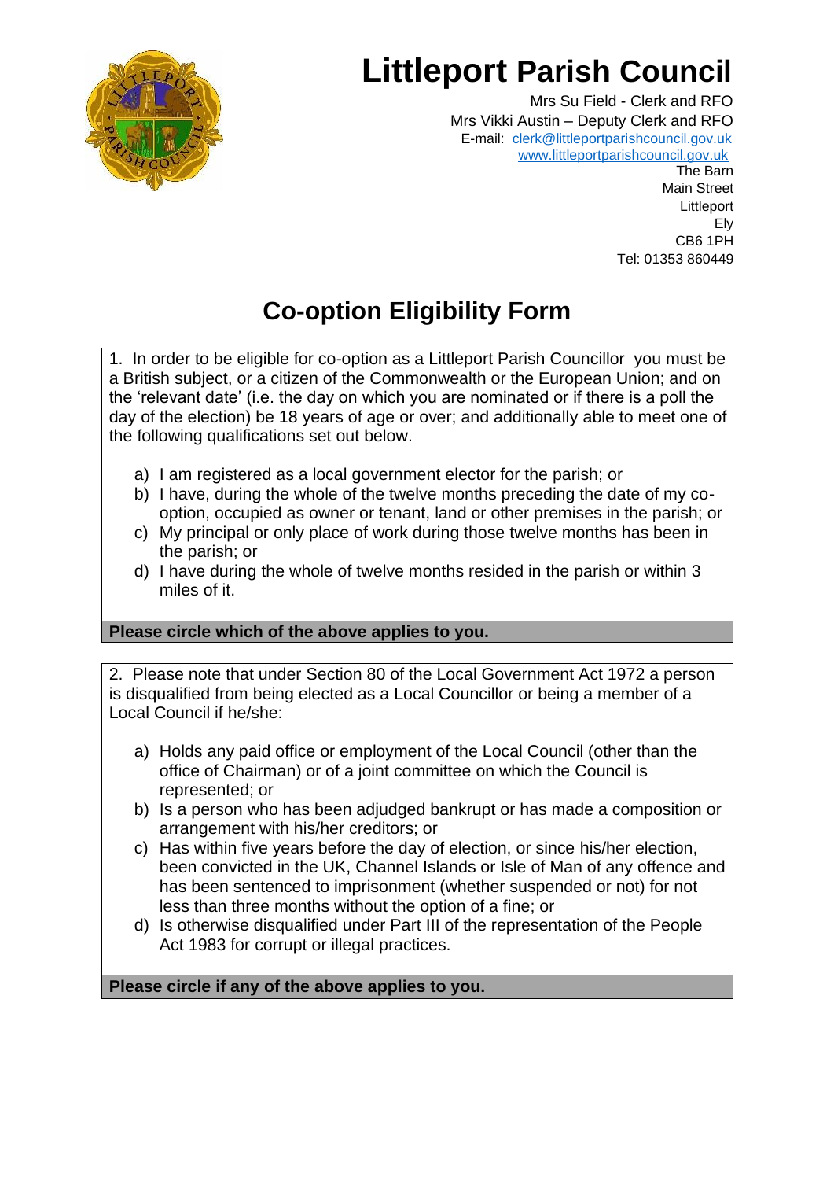# Littleport Parish Council

Mrs Su Field - Clerk and RFO
Mrs Vikki Austin – Deputy Clerk and RFO
E-mail: clerk@littleportparishcouncil.gov.uk
www.littleportparishcouncil.gov.uk
The Barn
Main Street
Littleport
Ely
CB6 1PH
Tel: 01353 860449

## Co-option Eligibility Form

1. In order to be eligible for co-option as a Littleport Parish Councillor you must be a British subject, or a citizen of the Commonwealth or the European Union; and on the 'relevant date' (i.e. the day on which you are nominated or if there is a poll the day of the election) be 18 years of age or over; and additionally able to meet one of the following qualifications set out below.

a) I am registered as a local government elector for the parish; or
b) I have, during the whole of the twelve months preceding the date of my co-option, occupied as owner or tenant, land or other premises in the parish; or
c) My principal or only place of work during those twelve months has been in the parish; or
d) I have during the whole of twelve months resided in the parish or within 3 miles of it.

**Please circle which of the above applies to you.**

2. Please note that under Section 80 of the Local Government Act 1972 a person is disqualified from being elected as a Local Councillor or being a member of a Local Council if he/she:

a) Holds any paid office or employment of the Local Council (other than the office of Chairman) or of a joint committee on which the Council is represented; or
b) Is a person who has been adjudged bankrupt or has made a composition or arrangement with his/her creditors; or
c) Has within five years before the day of election, or since his/her election, been convicted in the UK, Channel Islands or Isle of Man of any offence and has been sentenced to imprisonment (whether suspended or not) for not less than three months without the option of a fine; or
d) Is otherwise disqualified under Part III of the representation of the People Act 1983 for corrupt or illegal practices.

**Please circle if any of the above applies to you.**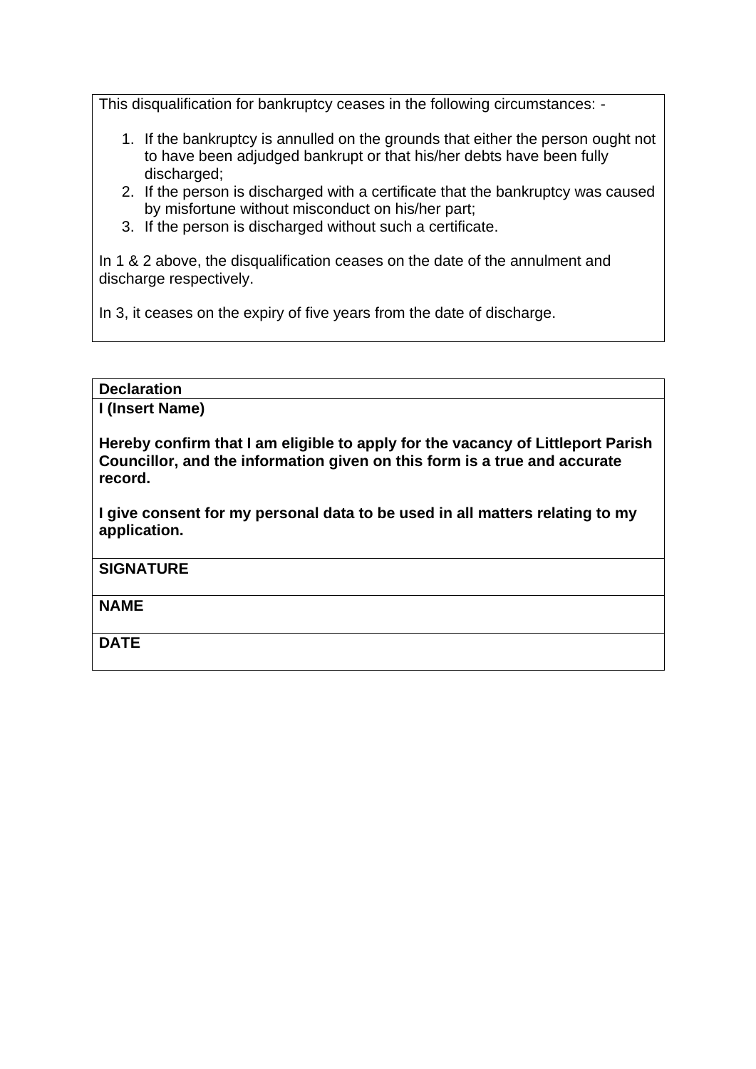This disqualification for bankruptcy ceases in the following circumstances: -

1. If the bankruptcy is annulled on the grounds that either the person ought not to have been adjudged bankrupt or that his/her debts have been fully discharged;
2. If the person is discharged with a certificate that the bankruptcy was caused by misfortune without misconduct on his/her part;
3. If the person is discharged without such a certificate.

In 1 & 2 above, the disqualification ceases on the date of the annulment and discharge respectively.

In 3, it ceases on the expiry of five years from the date of discharge.

| **Declaration** |
|---|
| **I (Insert Name)**<br><br>**Hereby confirm that I am eligible to apply for the vacancy of Littleport Parish Councillor, and the information given on this form is a true and accurate record.**<br><br>**I give consent for my personal data to be used in all matters relating to my application.** |
| **SIGNATURE** |
| **NAME** |
| **DATE** |